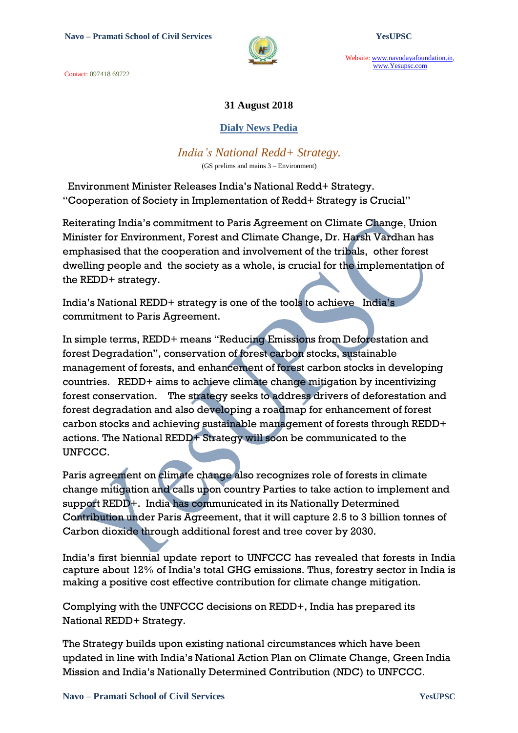**31 August 2018**

## Dialy News Pedia

### *India's National Redd+ Strategy.*

(GS prelims and mains 3 – Environment)

Environment Minister Releases India's National Redd+ Strategy.
"Cooperation of Society in Implementation of Redd+ Strategy is Crucial"

Reiterating India's commitment to Paris Agreement on Climate Change, Union Minister for Environment, Forest and Climate Change, Dr. Harsh Vardhan has emphasised that the cooperation and involvement of the tribals, other forest dwelling people and the society as a whole, is crucial for the implementation of the REDD+ strategy.

India's National REDD+ strategy is one of the tools to achieve India's commitment to Paris Agreement.

In simple terms, REDD+ means "Reducing Emissions from Deforestation and forest Degradation", conservation of forest carbon stocks, sustainable management of forests, and enhancement of forest carbon stocks in developing countries. REDD+ aims to achieve climate change mitigation by incentivizing forest conservation. The strategy seeks to address drivers of deforestation and forest degradation and also developing a roadmap for enhancement of forest carbon stocks and achieving sustainable management of forests through REDD+ actions. The National REDD+ Strategy will soon be communicated to the UNFCCC.

Paris agreement on climate change also recognizes role of forests in climate change mitigation and calls upon country Parties to take action to implement and support REDD+. India has communicated in its Nationally Determined Contribution under Paris Agreement, that it will capture 2.5 to 3 billion tonnes of Carbon dioxide through additional forest and tree cover by 2030.

India's first biennial update report to UNFCCC has revealed that forests in India capture about 12% of India's total GHG emissions. Thus, forestry sector in India is making a positive cost effective contribution for climate change mitigation.

Complying with the UNFCCC decisions on REDD+, India has prepared its National REDD+ Strategy.

The Strategy builds upon existing national circumstances which have been updated in line with India's National Action Plan on Climate Change, Green India Mission and India's Nationally Determined Contribution (NDC) to UNFCCC.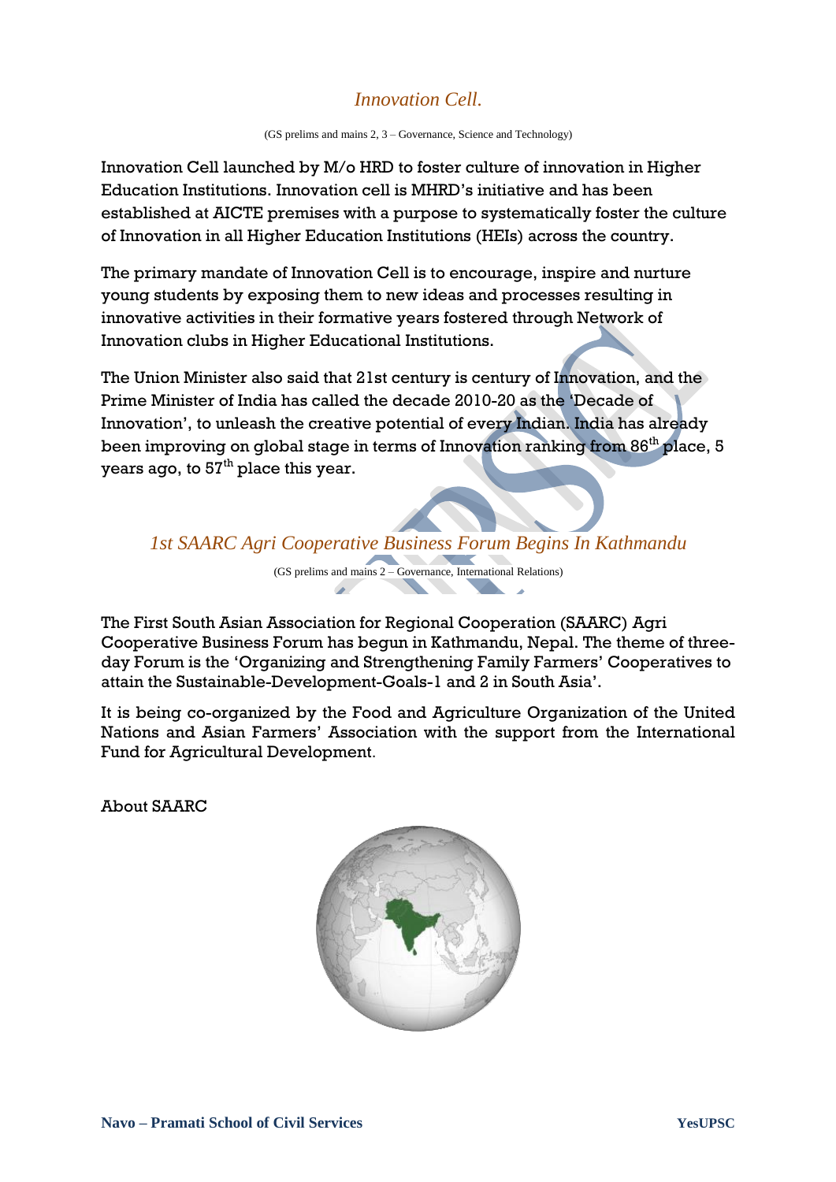## *Innovation Cell.*

(GS prelims and mains 2, 3 – Governance, Science and Technology)

Innovation Cell launched by M/o HRD to foster culture of innovation in Higher Education Institutions. Innovation cell is MHRD's initiative and has been established at AICTE premises with a purpose to systematically foster the culture of Innovation in all Higher Education Institutions (HEIs) across the country.

The primary mandate of Innovation Cell is to encourage, inspire and nurture young students by exposing them to new ideas and processes resulting in innovative activities in their formative years fostered through Network of Innovation clubs in Higher Educational Institutions.

The Union Minister also said that 21st century is century of Innovation, and the Prime Minister of India has called the decade 2010-20 as the 'Decade of Innovation', to unleash the creative potential of every Indian. India has already been improving on global stage in terms of Innovation ranking from 86th place, 5 years ago, to 57th place this year.

## *1st SAARC Agri Cooperative Business Forum Begins In Kathmandu*

(GS prelims and mains 2 – Governance, International Relations)

The First South Asian Association for Regional Cooperation (SAARC) Agri Cooperative Business Forum has begun in Kathmandu, Nepal. The theme of three-day Forum is the 'Organizing and Strengthening Family Farmers' Cooperatives to attain the Sustainable-Development-Goals-1 and 2 in South Asia'.

It is being co-organized by the Food and Agriculture Organization of the United Nations and Asian Farmers' Association with the support from the International Fund for Agricultural Development.

About SAARC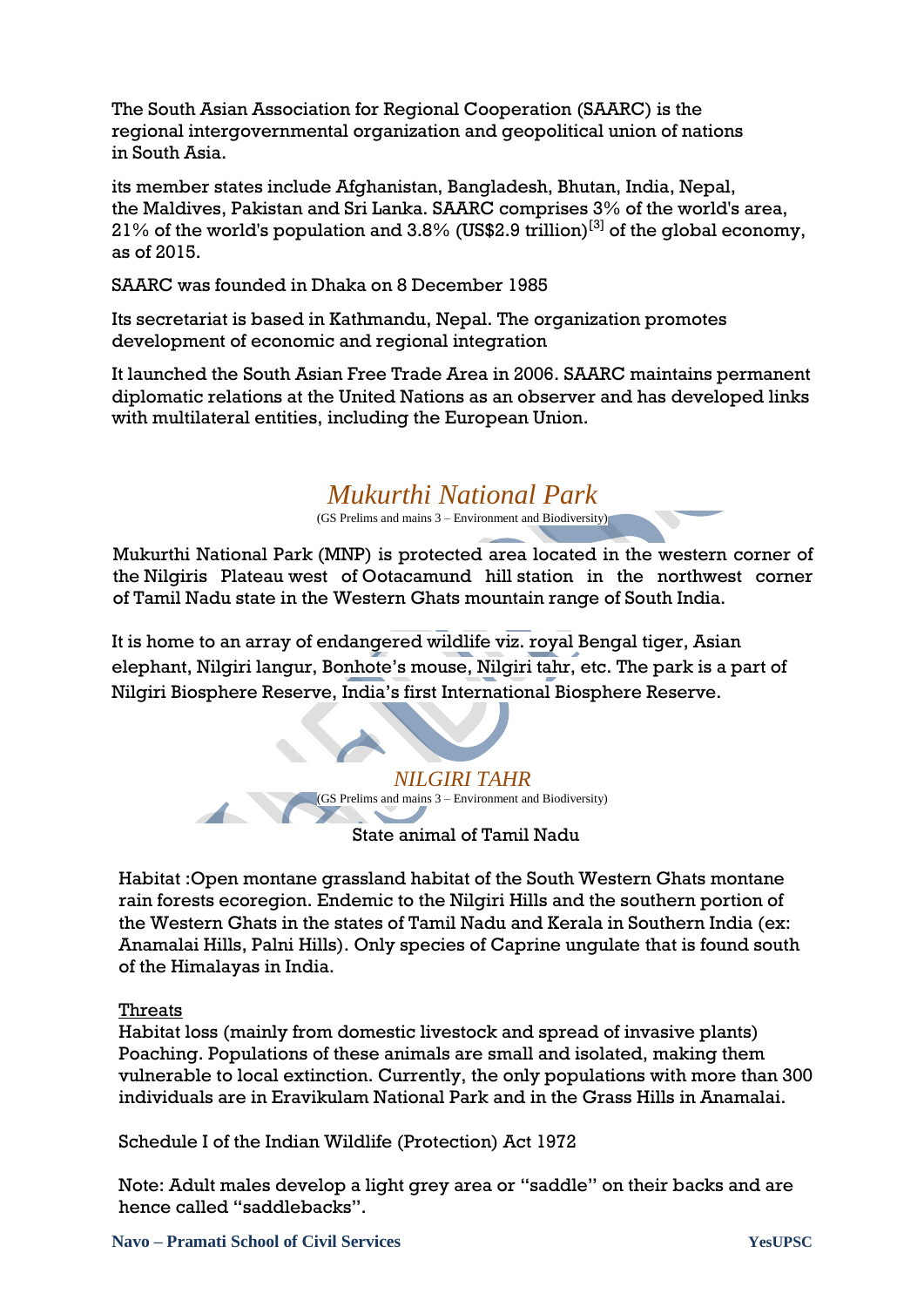The South Asian Association for Regional Cooperation (SAARC) is the regional intergovernmental organization and geopolitical union of nations in South Asia.

its member states include Afghanistan, Bangladesh, Bhutan, India, Nepal, the Maldives, Pakistan and Sri Lanka. SAARC comprises 3% of the world's area, 21% of the world's population and 3.8% (US$2.9 trillion)[3] of the global economy, as of 2015.

SAARC was founded in Dhaka on 8 December 1985

Its secretariat is based in Kathmandu, Nepal. The organization promotes development of economic and regional integration

It launched the South Asian Free Trade Area in 2006. SAARC maintains permanent diplomatic relations at the United Nations as an observer and has developed links with multilateral entities, including the European Union.

## *Mukurthi National Park*

(GS Prelims and mains 3 – Environment and Biodiversity)

Mukurthi National Park (MNP) is protected area located in the western corner of the Nilgiris Plateau west of Ootacamund hill station in the northwest corner of Tamil Nadu state in the Western Ghats mountain range of South India.

It is home to an array of endangered wildlife viz. royal Bengal tiger, Asian elephant, Nilgiri langur, Bonhote's mouse, Nilgiri tahr, etc. The park is a part of Nilgiri Biosphere Reserve, India's first International Biosphere Reserve.

## *NILGIRI TAHR*

(GS Prelims and mains 3 – Environment and Biodiversity)

State animal of Tamil Nadu

Habitat :Open montane grassland habitat of the South Western Ghats montane rain forests ecoregion. Endemic to the Nilgiri Hills and the southern portion of the Western Ghats in the states of Tamil Nadu and Kerala in Southern India (ex: Anamalai Hills, Palni Hills). Only species of Caprine ungulate that is found south of the Himalayas in India.

<u>Threats</u>

Habitat loss (mainly from domestic livestock and spread of invasive plants) Poaching. Populations of these animals are small and isolated, making them vulnerable to local extinction. Currently, the only populations with more than 300 individuals are in Eravikulam National Park and in the Grass Hills in Anamalai.

Schedule I of the Indian Wildlife (Protection) Act 1972

Note: Adult males develop a light grey area or "saddle" on their backs and are hence called "saddlebacks".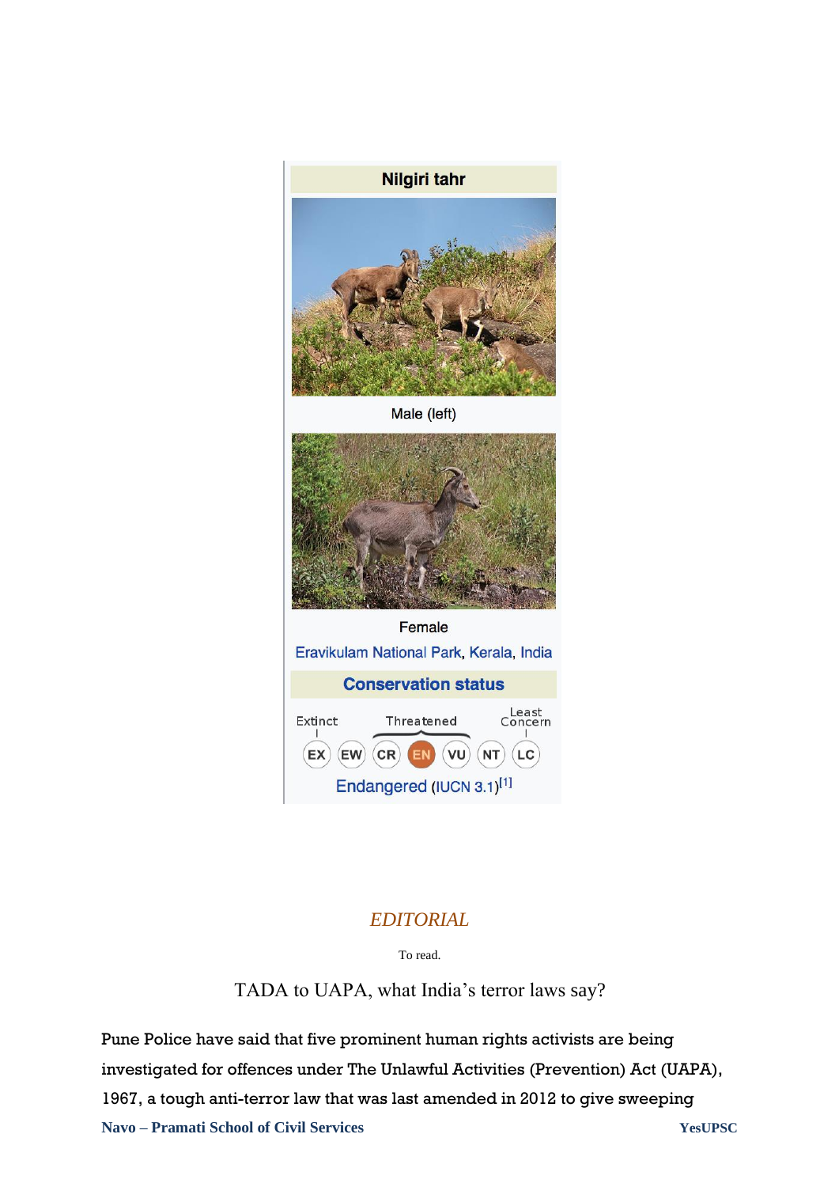**Nilgiri tahr**

Male (left)

Female

Eravikulam National Park, Kerala, India

**Conservation status**

Extinct — Threatened — Least Concern

EX EW CR **EN** VU NT LC

Endangered (IUCN 3.1)[1]

## *EDITORIAL*

To read.

### TADA to UAPA, what India's terror laws say?

Pune Police have said that five prominent human rights activists are being investigated for offences under The Unlawful Activities (Prevention) Act (UAPA), 1967, a tough anti-terror law that was last amended in 2012 to give sweeping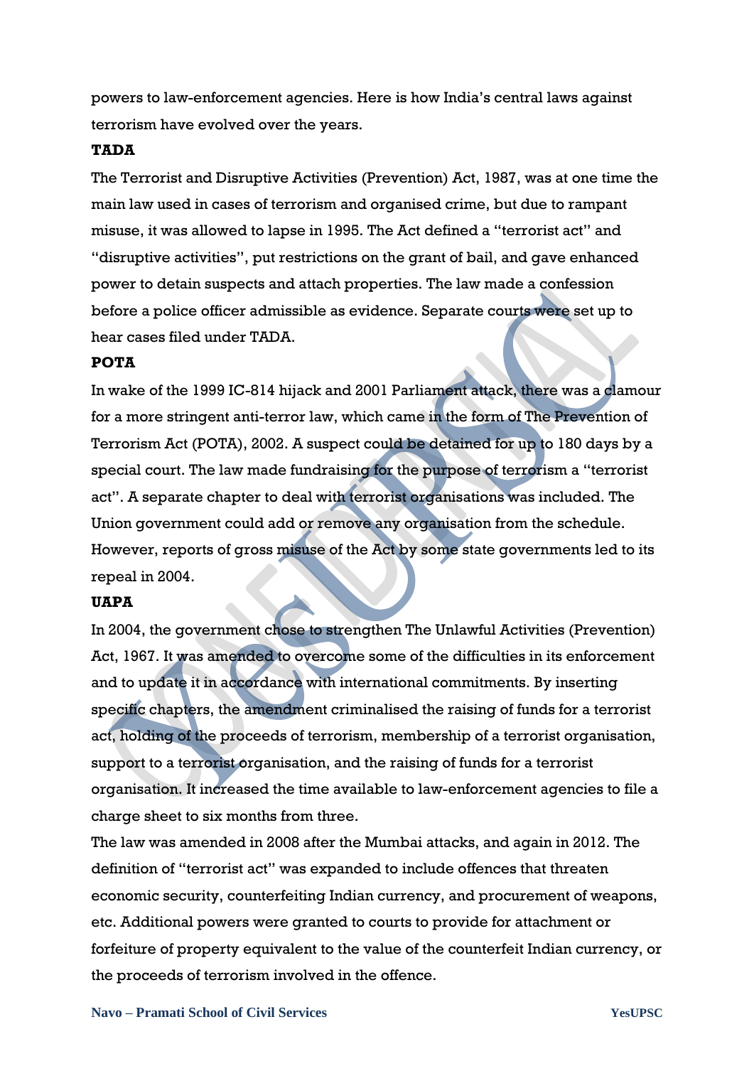powers to law-enforcement agencies. Here is how India's central laws against terrorism have evolved over the years.

**TADA**

The Terrorist and Disruptive Activities (Prevention) Act, 1987, was at one time the main law used in cases of terrorism and organised crime, but due to rampant misuse, it was allowed to lapse in 1995. The Act defined a "terrorist act" and "disruptive activities", put restrictions on the grant of bail, and gave enhanced power to detain suspects and attach properties. The law made a confession before a police officer admissible as evidence. Separate courts were set up to hear cases filed under TADA.

**POTA**

In wake of the 1999 IC-814 hijack and 2001 Parliament attack, there was a clamour for a more stringent anti-terror law, which came in the form of The Prevention of Terrorism Act (POTA), 2002. A suspect could be detained for up to 180 days by a special court. The law made fundraising for the purpose of terrorism a "terrorist act". A separate chapter to deal with terrorist organisations was included. The Union government could add or remove any organisation from the schedule. However, reports of gross misuse of the Act by some state governments led to its repeal in 2004.

**UAPA**

In 2004, the government chose to strengthen The Unlawful Activities (Prevention) Act, 1967. It was amended to overcome some of the difficulties in its enforcement and to update it in accordance with international commitments. By inserting specific chapters, the amendment criminalised the raising of funds for a terrorist act, holding of the proceeds of terrorism, membership of a terrorist organisation, support to a terrorist organisation, and the raising of funds for a terrorist organisation. It increased the time available to law-enforcement agencies to file a charge sheet to six months from three.

The law was amended in 2008 after the Mumbai attacks, and again in 2012. The definition of "terrorist act" was expanded to include offences that threaten economic security, counterfeiting Indian currency, and procurement of weapons, etc. Additional powers were granted to courts to provide for attachment or forfeiture of property equivalent to the value of the counterfeit Indian currency, or the proceeds of terrorism involved in the offence.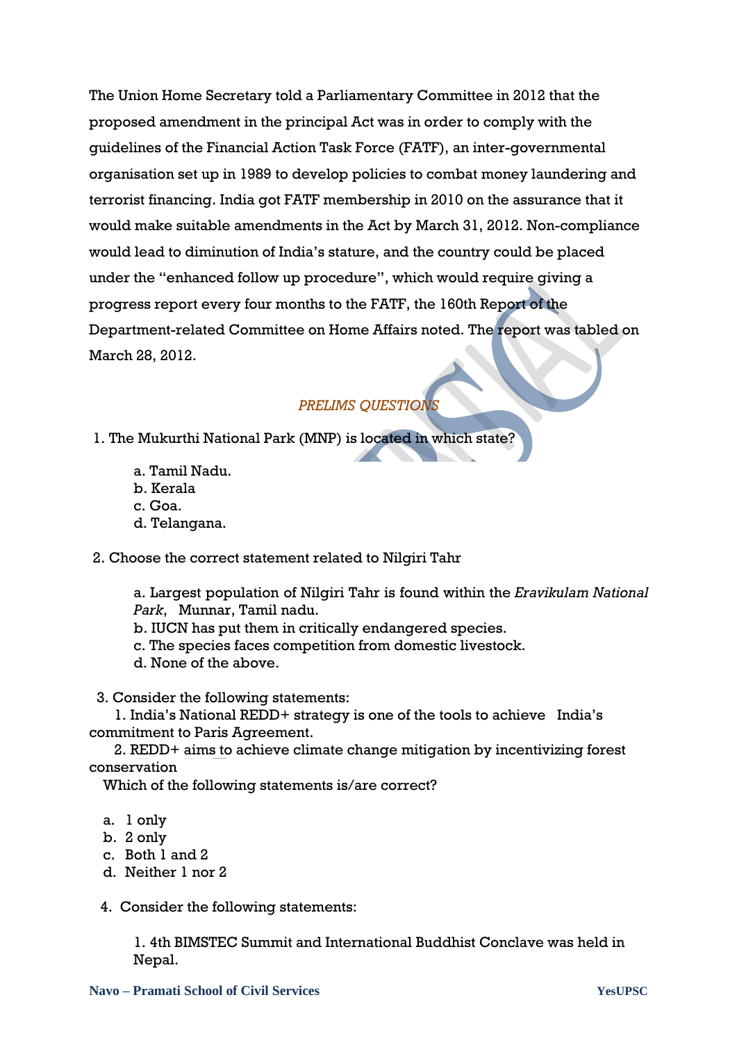The Union Home Secretary told a Parliamentary Committee in 2012 that the proposed amendment in the principal Act was in order to comply with the guidelines of the Financial Action Task Force (FATF), an inter-governmental organisation set up in 1989 to develop policies to combat money laundering and terrorist financing. India got FATF membership in 2010 on the assurance that it would make suitable amendments in the Act by March 31, 2012. Non-compliance would lead to diminution of India's stature, and the country could be placed under the "enhanced follow up procedure", which would require giving a progress report every four months to the FATF, the 160th Report of the Department-related Committee on Home Affairs noted. The report was tabled on March 28, 2012.

## *PRELIMS QUESTIONS*

1. The Mukurthi National Park (MNP) is located in which state?

   a. Tamil Nadu.
   b. Kerala
   c. Goa.
   d. Telangana.

2. Choose the correct statement related to Nilgiri Tahr

   a. Largest population of Nilgiri Tahr is found within the *Eravikulam National Park*, Munnar, Tamil nadu.
   b. IUCN has put them in critically endangered species.
   c. The species faces competition from domestic livestock.
   d. None of the above.

3. Consider the following statements:

   1. India's National REDD+ strategy is one of the tools to achieve India's commitment to Paris Agreement.
   2. REDD+ aims to achieve climate change mitigation by incentivizing forest conservation

   Which of the following statements is/are correct?

   a. 1 only
   b. 2 only
   c. Both 1 and 2
   d. Neither 1 nor 2

4. Consider the following statements:

   1. 4th BIMSTEC Summit and International Buddhist Conclave was held in Nepal.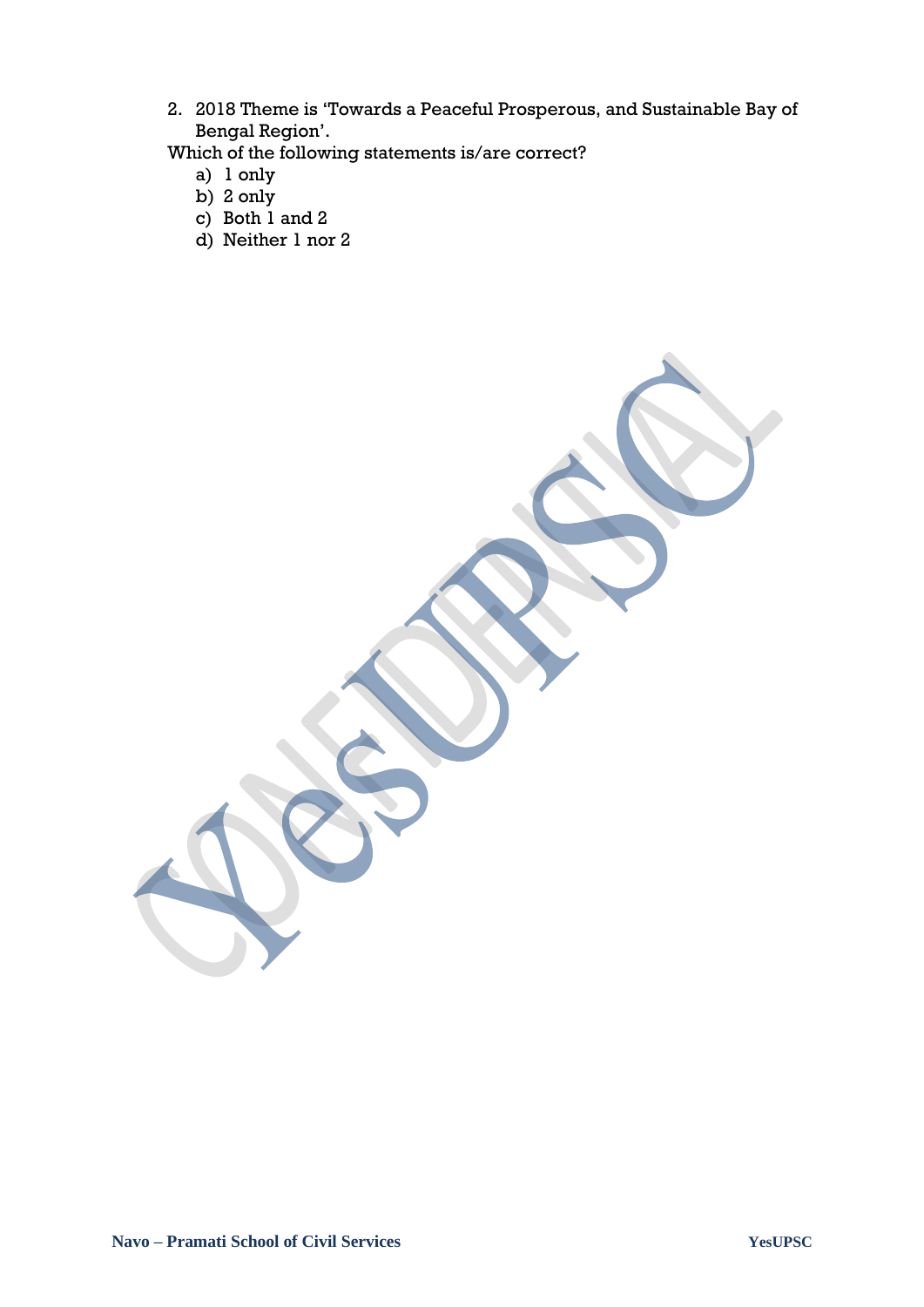2. 2018 Theme is 'Towards a Peaceful Prosperous, and Sustainable Bay of Bengal Region'.

Which of the following statements is/are correct?

a) 1 only
b) 2 only
c) Both 1 and 2
d) Neither 1 nor 2